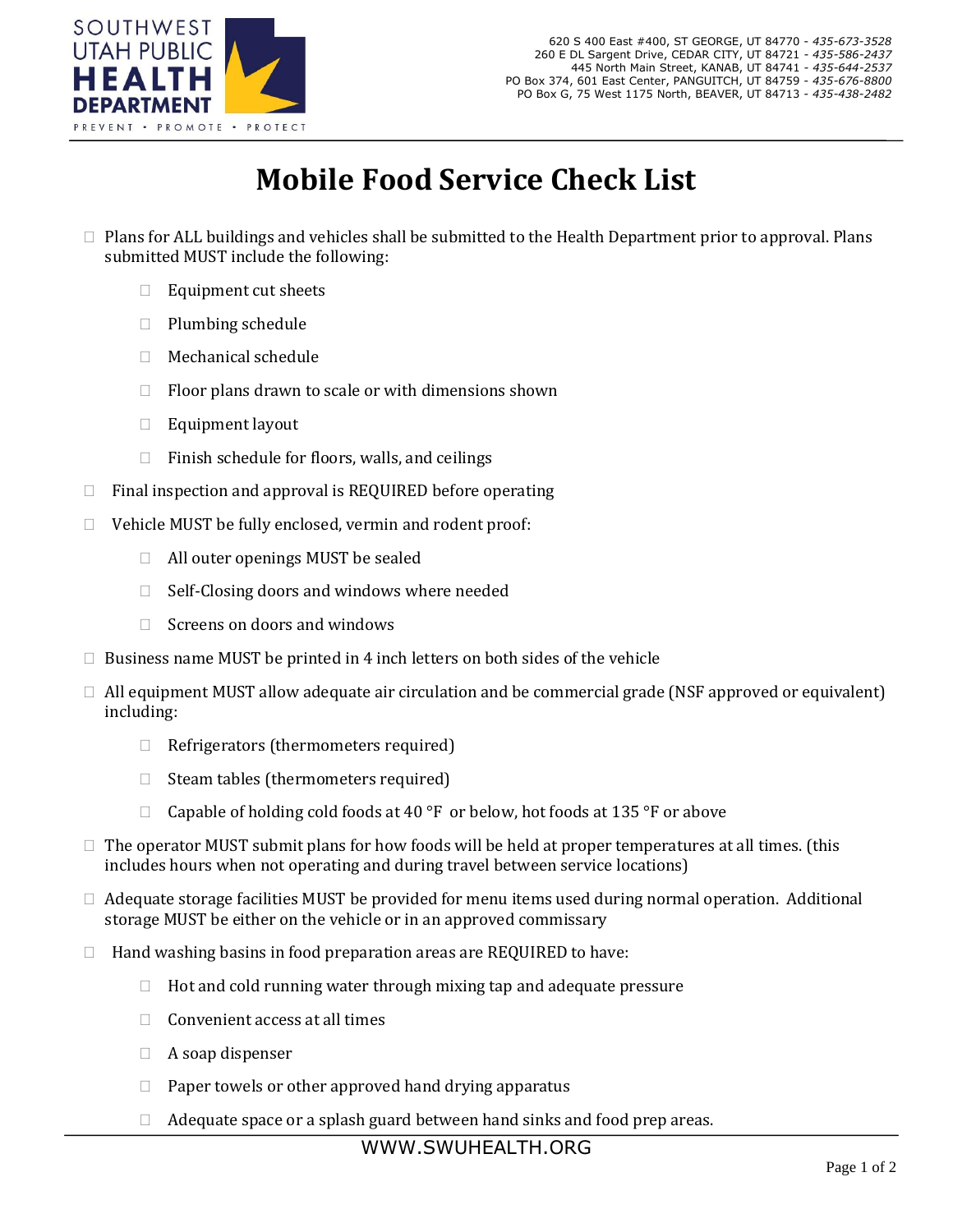SOUTHWEST UTAH PUBLIC HEALTH DEPARTMENT

PREVENT • PROMOTE • PROTECT

620 S 400 East #400, ST GEORGE, UT 84770 - *435-673-3528*
260 E DL Sargent Drive, CEDAR CITY, UT 84721 - *435-586-2437*
445 North Main Street, KANAB, UT 84741 - *435-644-2537*
PO Box 374, 601 East Center, PANGUITCH, UT 84759 - *435-676-8800*
PO Box G, 75 West 1175 North, BEAVER, UT 84713 - *435-438-2482*

# Mobile Food Service Check List

- ☐ Plans for ALL buildings and vehicles shall be submitted to the Health Department prior to approval. Plans submitted MUST include the following:
  - ☐ Equipment cut sheets
  - ☐ Plumbing schedule
  - ☐ Mechanical schedule
  - ☐ Floor plans drawn to scale or with dimensions shown
  - ☐ Equipment layout
  - ☐ Finish schedule for floors, walls, and ceilings
- ☐ Final inspection and approval is REQUIRED before operating
- ☐ Vehicle MUST be fully enclosed, vermin and rodent proof:
  - ☐ All outer openings MUST be sealed
  - ☐ Self-Closing doors and windows where needed
  - ☐ Screens on doors and windows
- ☐ Business name MUST be printed in 4 inch letters on both sides of the vehicle
- ☐ All equipment MUST allow adequate air circulation and be commercial grade (NSF approved or equivalent) including:
  - ☐ Refrigerators (thermometers required)
  - ☐ Steam tables (thermometers required)
  - ☐ Capable of holding cold foods at 40 °F or below, hot foods at 135 °F or above
- ☐ The operator MUST submit plans for how foods will be held at proper temperatures at all times. (this includes hours when not operating and during travel between service locations)
- ☐ Adequate storage facilities MUST be provided for menu items used during normal operation. Additional storage MUST be either on the vehicle or in an approved commissary
- ☐ Hand washing basins in food preparation areas are REQUIRED to have:
  - ☐ Hot and cold running water through mixing tap and adequate pressure
  - ☐ Convenient access at all times
  - ☐ A soap dispenser
  - ☐ Paper towels or other approved hand drying apparatus
  - ☐ Adequate space or a splash guard between hand sinks and food prep areas.

WWW.SWUHEALTH.ORG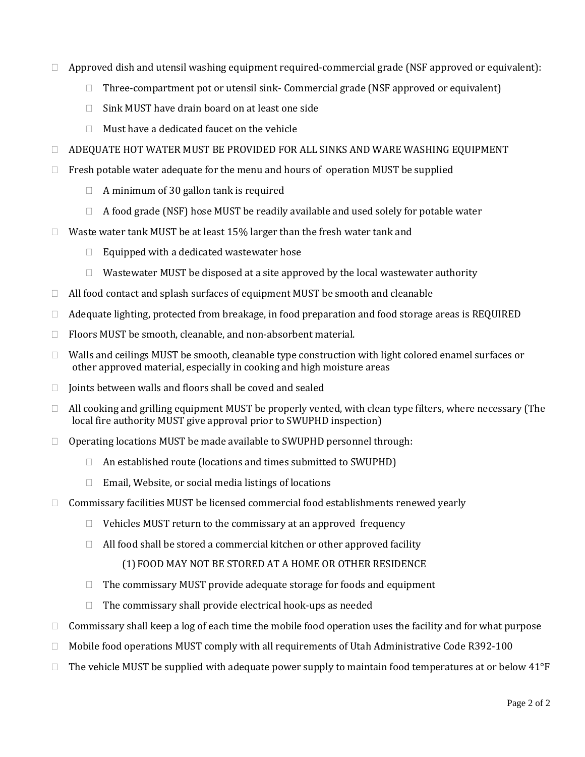- Approved dish and utensil washing equipment required-commercial grade (NSF approved or equivalent):
    - Three-compartment pot or utensil sink- Commercial grade (NSF approved or equivalent)
    - Sink MUST have drain board on at least one side
    - Must have a dedicated faucet on the vehicle
- ADEQUATE HOT WATER MUST BE PROVIDED FOR ALL SINKS AND WARE WASHING EQUIPMENT
- Fresh potable water adequate for the menu and hours of operation MUST be supplied
    - A minimum of 30 gallon tank is required
    - A food grade (NSF) hose MUST be readily available and used solely for potable water
- Waste water tank MUST be at least 15% larger than the fresh water tank and
    - Equipped with a dedicated wastewater hose
    - Wastewater MUST be disposed at a site approved by the local wastewater authority
- All food contact and splash surfaces of equipment MUST be smooth and cleanable
- Adequate lighting, protected from breakage, in food preparation and food storage areas is REQUIRED
- Floors MUST be smooth, cleanable, and non-absorbent material.
- Walls and ceilings MUST be smooth, cleanable type construction with light colored enamel surfaces or other approved material, especially in cooking and high moisture areas
- Joints between walls and floors shall be coved and sealed
- All cooking and grilling equipment MUST be properly vented, with clean type filters, where necessary (The local fire authority MUST give approval prior to SWUPHD inspection)
- Operating locations MUST be made available to SWUPHD personnel through:
    - An established route (locations and times submitted to SWUPHD)
    - Email, Website, or social media listings of locations
- Commissary facilities MUST be licensed commercial food establishments renewed yearly
    - Vehicles MUST return to the commissary at an approved frequency
    - All food shall be stored a commercial kitchen or other approved facility

        (1) FOOD MAY NOT BE STORED AT A HOME OR OTHER RESIDENCE
    - The commissary MUST provide adequate storage for foods and equipment
    - The commissary shall provide electrical hook-ups as needed
- Commissary shall keep a log of each time the mobile food operation uses the facility and for what purpose
- Mobile food operations MUST comply with all requirements of Utah Administrative Code R392-100
- The vehicle MUST be supplied with adequate power supply to maintain food temperatures at or below 41°F